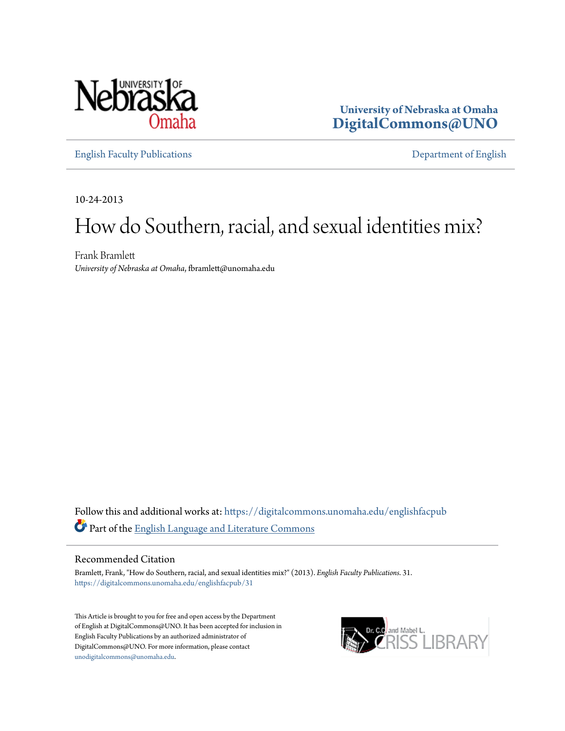University of Nebraska at Omaha
**DigitalCommons@UNO**

English Faculty Publications | Department of English

10-24-2013

# How do Southern, racial, and sexual identities mix?

Frank Bramlett
*University of Nebraska at Omaha*, fbramlett@unomaha.edu

Follow this and additional works at: https://digitalcommons.unomaha.edu/englishfacpub

Part of the English Language and Literature Commons

## Recommended Citation

Bramlett, Frank, "How do Southern, racial, and sexual identities mix?" (2013). *English Faculty Publications*. 31.
https://digitalcommons.unomaha.edu/englishfacpub/31

This Article is brought to you for free and open access by the Department of English at DigitalCommons@UNO. It has been accepted for inclusion in English Faculty Publications by an authorized administrator of DigitalCommons@UNO. For more information, please contact unodigitalcommons@unomaha.edu.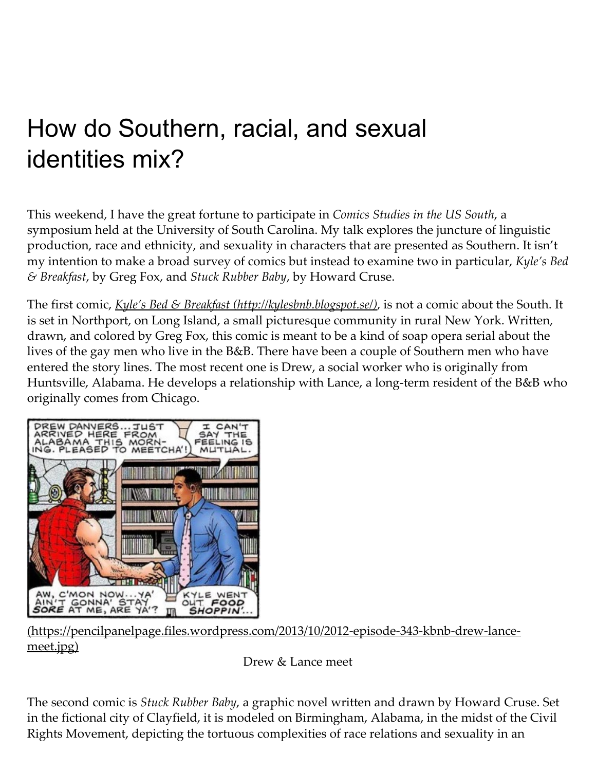# How do Southern, racial, and sexual identities mix?

This weekend, I have the great fortune to participate in *Comics Studies in the US South*, a symposium held at the University of South Carolina. My talk explores the juncture of linguistic production, race and ethnicity, and sexuality in characters that are presented as Southern. It isn't my intention to make a broad survey of comics but instead to examine two in particular, *Kyle's Bed & Breakfast*, by Greg Fox, and *Stuck Rubber Baby*, by Howard Cruse.

The first comic, *Kyle's Bed & Breakfast (http://kylesbnb.blogspot.se/)*, is not a comic about the South. It is set in Northport, on Long Island, a small picturesque community in rural New York. Written, drawn, and colored by Greg Fox, this comic is meant to be a kind of soap opera serial about the lives of the gay men who live in the B&B. There have been a couple of Southern men who have entered the story lines. The most recent one is Drew, a social worker who is originally from Huntsville, Alabama. He develops a relationship with Lance, a long-term resident of the B&B who originally comes from Chicago.

(https://pencilpanelpage.files.wordpress.com/2013/10/2012-episode-343-kbnb-drew-lance-meet.jpg)

Drew & Lance meet

The second comic is *Stuck Rubber Baby*, a graphic novel written and drawn by Howard Cruse. Set in the fictional city of Clayfield, it is modeled on Birmingham, Alabama, in the midst of the Civil Rights Movement, depicting the tortuous complexities of race relations and sexuality in an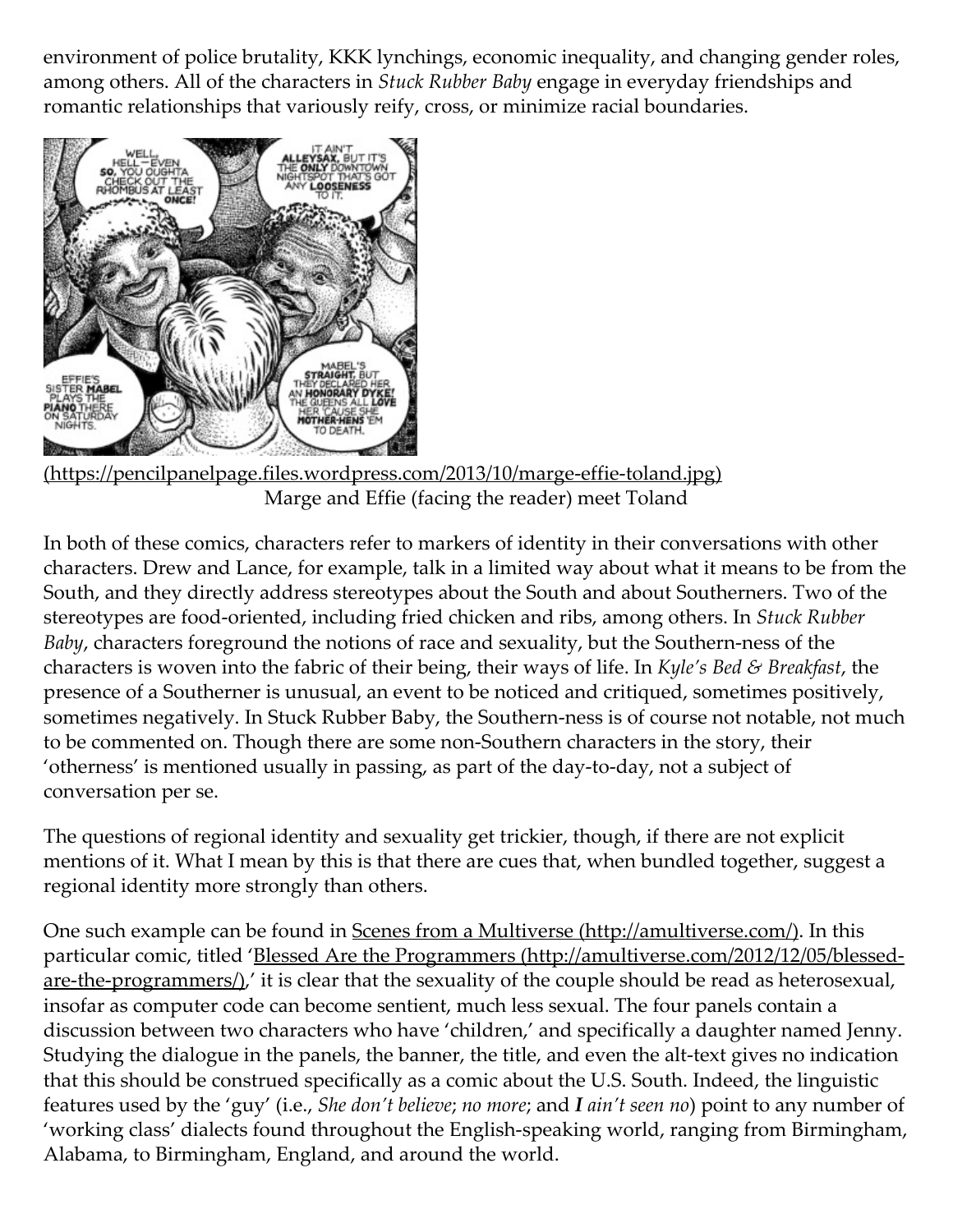environment of police brutality, KKK lynchings, economic inequality, and changing gender roles, among others. All of the characters in *Stuck Rubber Baby* engage in everyday friendships and romantic relationships that variously reify, cross, or minimize racial boundaries.

(https://pencilpanelpage.files.wordpress.com/2013/10/marge-effie-toland.jpg)
Marge and Effie (facing the reader) meet Toland

In both of these comics, characters refer to markers of identity in their conversations with other characters. Drew and Lance, for example, talk in a limited way about what it means to be from the South, and they directly address stereotypes about the South and about Southerners. Two of the stereotypes are food-oriented, including fried chicken and ribs, among others. In *Stuck Rubber Baby*, characters foreground the notions of race and sexuality, but the Southern-ness of the characters is woven into the fabric of their being, their ways of life. In *Kyle's Bed & Breakfast*, the presence of a Southerner is unusual, an event to be noticed and critiqued, sometimes positively, sometimes negatively. In Stuck Rubber Baby, the Southern-ness is of course not notable, not much to be commented on. Though there are some non-Southern characters in the story, their 'otherness' is mentioned usually in passing, as part of the day-to-day, not a subject of conversation per se.

The questions of regional identity and sexuality get trickier, though, if there are not explicit mentions of it. What I mean by this is that there are cues that, when bundled together, suggest a regional identity more strongly than others.

One such example can be found in Scenes from a Multiverse (http://amultiverse.com/). In this particular comic, titled 'Blessed Are the Programmers (http://amultiverse.com/2012/12/05/blessed-are-the-programmers/),' it is clear that the sexuality of the couple should be read as heterosexual, insofar as computer code can become sentient, much less sexual. The four panels contain a discussion between two characters who have 'children,' and specifically a daughter named Jenny. Studying the dialogue in the panels, the banner, the title, and even the alt-text gives no indication that this should be construed specifically as a comic about the U.S. South. Indeed, the linguistic features used by the 'guy' (i.e., *She don't believe*; *no more*; and ***I** ain't seen no*) point to any number of 'working class' dialects found throughout the English-speaking world, ranging from Birmingham, Alabama, to Birmingham, England, and around the world.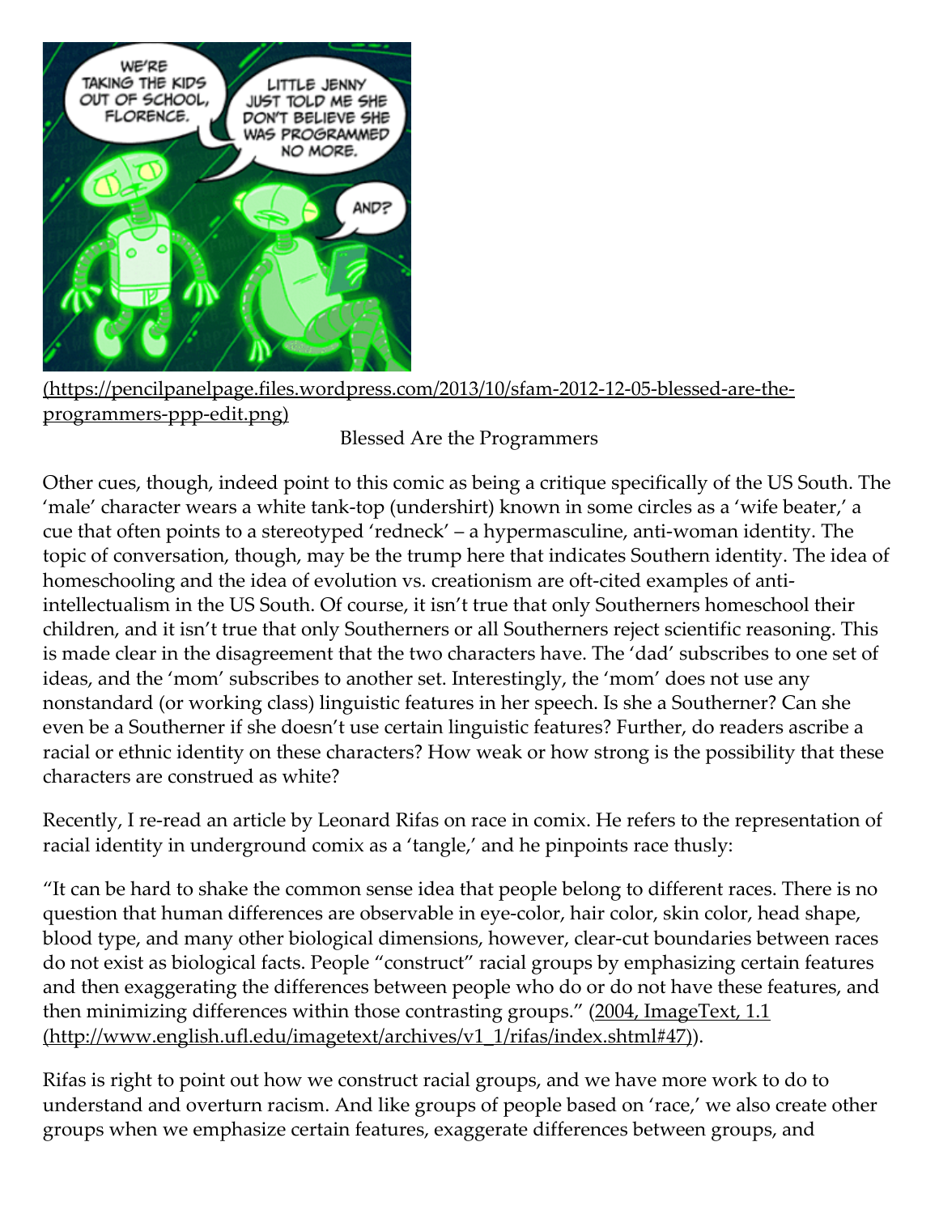(https://pencilpanelpage.files.wordpress.com/2013/10/sfam-2012-12-05-blessed-are-the-programmers-ppp-edit.png)

Blessed Are the Programmers

Other cues, though, indeed point to this comic as being a critique specifically of the US South. The 'male' character wears a white tank-top (undershirt) known in some circles as a 'wife beater,' a cue that often points to a stereotyped 'redneck' – a hypermasculine, anti-woman identity. The topic of conversation, though, may be the trump here that indicates Southern identity. The idea of homeschooling and the idea of evolution vs. creationism are oft-cited examples of anti-intellectualism in the US South. Of course, it isn't true that only Southerners homeschool their children, and it isn't true that only Southerners or all Southerners reject scientific reasoning. This is made clear in the disagreement that the two characters have. The 'dad' subscribes to one set of ideas, and the 'mom' subscribes to another set. Interestingly, the 'mom' does not use any nonstandard (or working class) linguistic features in her speech. Is she a Southerner? Can she even be a Southerner if she doesn't use certain linguistic features? Further, do readers ascribe a racial or ethnic identity on these characters? How weak or how strong is the possibility that these characters are construed as white?

Recently, I re-read an article by Leonard Rifas on race in comix. He refers to the representation of racial identity in underground comix as a 'tangle,' and he pinpoints race thusly:

"It can be hard to shake the common sense idea that people belong to different races. There is no question that human differences are observable in eye-color, hair color, skin color, head shape, blood type, and many other biological dimensions, however, clear-cut boundaries between races do not exist as biological facts. People "construct" racial groups by emphasizing certain features and then exaggerating the differences between people who do or do not have these features, and then minimizing differences within those contrasting groups." (2004, ImageText, 1.1 (http://www.english.ufl.edu/imagetext/archives/v1_1/rifas/index.shtml#47)).

Rifas is right to point out how we construct racial groups, and we have more work to do to understand and overturn racism. And like groups of people based on 'race,' we also create other groups when we emphasize certain features, exaggerate differences between groups, and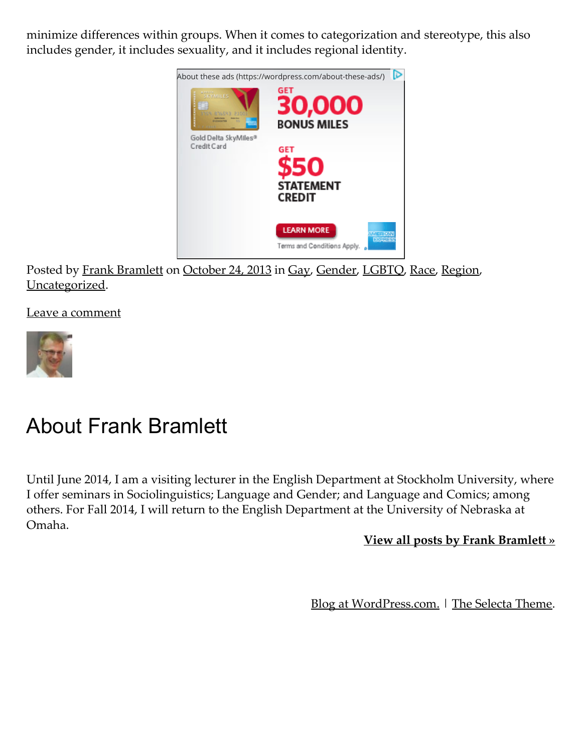minimize differences within groups. When it comes to categorization and stereotype, this also includes gender, it includes sexuality, and it includes regional identity.

About these ads (https://wordpress.com/about-these-ads/)

Posted by Frank Bramlett on October 24, 2013 in Gay, Gender, LGBTQ, Race, Region, Uncategorized.

Leave a comment

## About Frank Bramlett

Until June 2014, I am a visiting lecturer in the English Department at Stockholm University, where I offer seminars in Sociolinguistics; Language and Gender; and Language and Comics; among others. For Fall 2014, I will return to the English Department at the University of Nebraska at Omaha.

**View all posts by Frank Bramlett »**

Blog at WordPress.com. | The Selecta Theme.